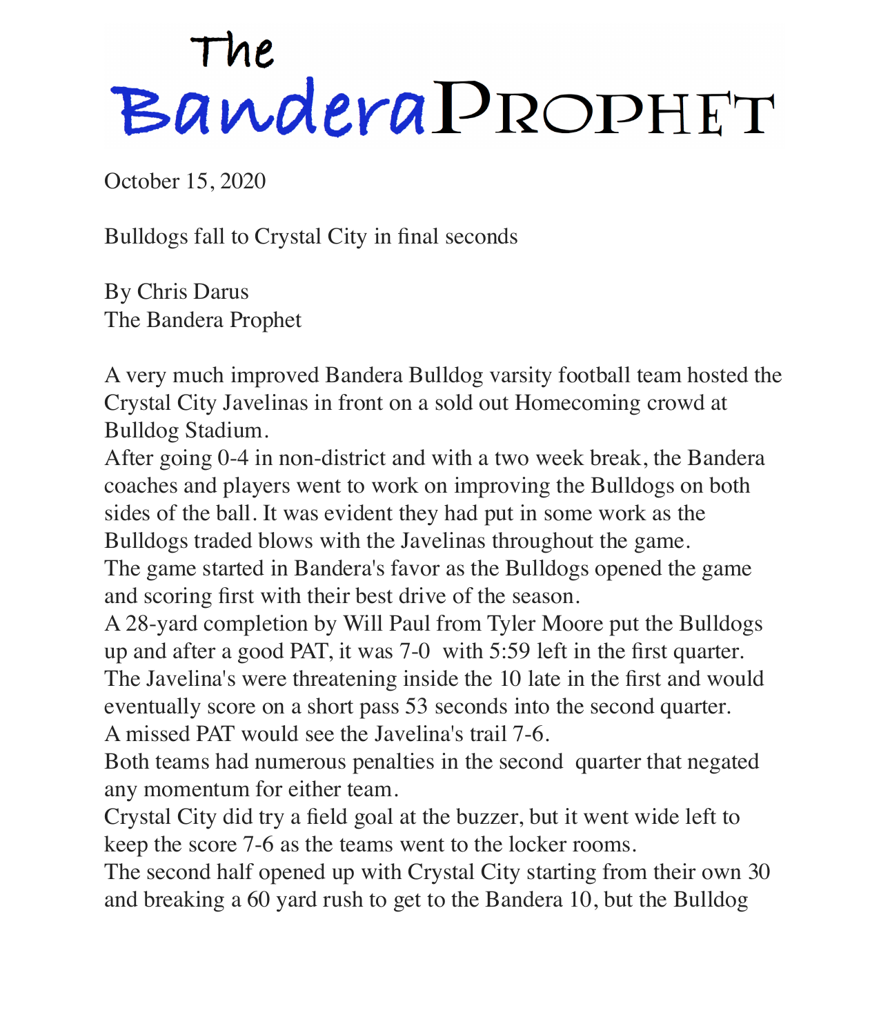# The Bandera Prophet

October 15, 2020

## Bulldogs fall to Crystal City in final seconds

By Chris Darus
The Bandera Prophet

A very much improved Bandera Bulldog varsity football team hosted the Crystal City Javelinas in front on a sold out Homecoming crowd at Bulldog Stadium.

After going 0-4 in non-district and with a two week break, the Bandera coaches and players went to work on improving the Bulldogs on both sides of the ball. It was evident they had put in some work as the Bulldogs traded blows with the Javelinas throughout the game.

The game started in Bandera's favor as the Bulldogs opened the game and scoring first with their best drive of the season.

A 28-yard completion by Will Paul from Tyler Moore put the Bulldogs up and after a good PAT, it was 7-0 with 5:59 left in the first quarter.

The Javelina's were threatening inside the 10 late in the first and would eventually score on a short pass 53 seconds into the second quarter.

A missed PAT would see the Javelina's trail 7-6.

Both teams had numerous penalties in the second quarter that negated any momentum for either team.

Crystal City did try a field goal at the buzzer, but it went wide left to keep the score 7-6 as the teams went to the locker rooms.

The second half opened up with Crystal City starting from their own 30 and breaking a 60 yard rush to get to the Bandera 10, but the Bulldog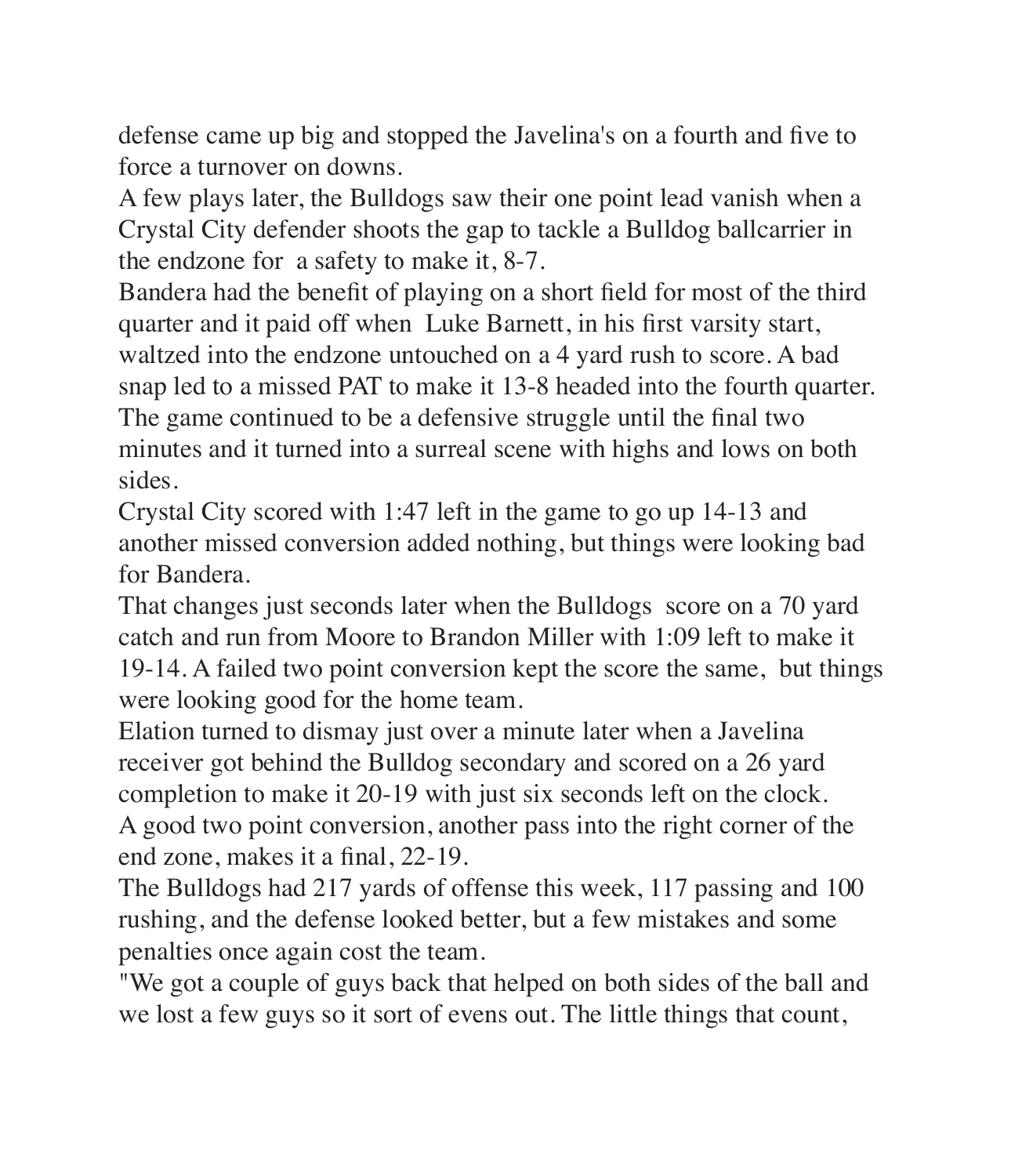defense came up big and stopped the Javelina's on a fourth and five to force a turnover on downs.

A few plays later, the Bulldogs saw their one point lead vanish when a Crystal City defender shoots the gap to tackle a Bulldog ballcarrier in the endzone for a safety to make it, 8-7.

Bandera had the benefit of playing on a short field for most of the third quarter and it paid off when Luke Barnett, in his first varsity start, waltzed into the endzone untouched on a 4 yard rush to score. A bad snap led to a missed PAT to make it 13-8 headed into the fourth quarter.

The game continued to be a defensive struggle until the final two minutes and it turned into a surreal scene with highs and lows on both sides.

Crystal City scored with 1:47 left in the game to go up 14-13 and another missed conversion added nothing, but things were looking bad for Bandera.

That changes just seconds later when the Bulldogs score on a 70 yard catch and run from Moore to Brandon Miller with 1:09 left to make it 19-14. A failed two point conversion kept the score the same, but things were looking good for the home team.

Elation turned to dismay just over a minute later when a Javelina receiver got behind the Bulldog secondary and scored on a 26 yard completion to make it 20-19 with just six seconds left on the clock.

A good two point conversion, another pass into the right corner of the end zone, makes it a final, 22-19.

The Bulldogs had 217 yards of offense this week, 117 passing and 100 rushing, and the defense looked better, but a few mistakes and some penalties once again cost the team.

"We got a couple of guys back that helped on both sides of the ball and we lost a few guys so it sort of evens out. The little things that count,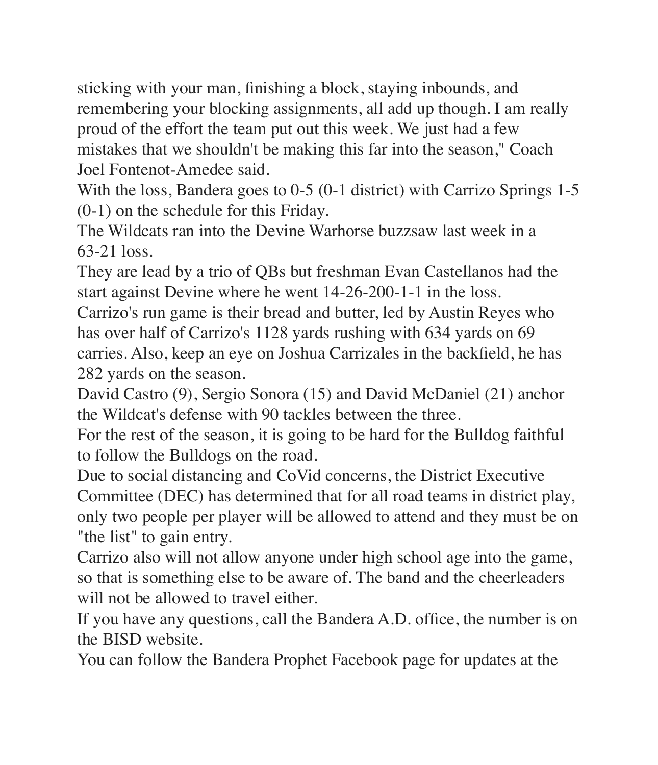sticking with your man, finishing a block, staying inbounds, and remembering your blocking assignments, all add up though. I am really proud of the effort the team put out this week. We just had a few mistakes that we shouldn't be making this far into the season," Coach Joel Fontenot-Amedee said.

With the loss, Bandera goes to 0-5 (0-1 district) with Carrizo Springs 1-5 (0-1) on the schedule for this Friday.

The Wildcats ran into the Devine Warhorse buzzsaw last week in a 63-21 loss.

They are lead by a trio of QBs but freshman Evan Castellanos had the start against Devine where he went 14-26-200-1-1 in the loss.

Carrizo's run game is their bread and butter, led by Austin Reyes who has over half of Carrizo's 1128 yards rushing with 634 yards on 69 carries. Also, keep an eye on Joshua Carrizales in the backfield, he has 282 yards on the season.

David Castro (9), Sergio Sonora (15) and David McDaniel (21) anchor the Wildcat's defense with 90 tackles between the three.

For the rest of the season, it is going to be hard for the Bulldog faithful to follow the Bulldogs on the road.

Due to social distancing and CoVid concerns, the District Executive Committee (DEC) has determined that for all road teams in district play, only two people per player will be allowed to attend and they must be on "the list" to gain entry.

Carrizo also will not allow anyone under high school age into the game, so that is something else to be aware of. The band and the cheerleaders will not be allowed to travel either.

If you have any questions, call the Bandera A.D. office, the number is on the BISD website.

You can follow the Bandera Prophet Facebook page for updates at the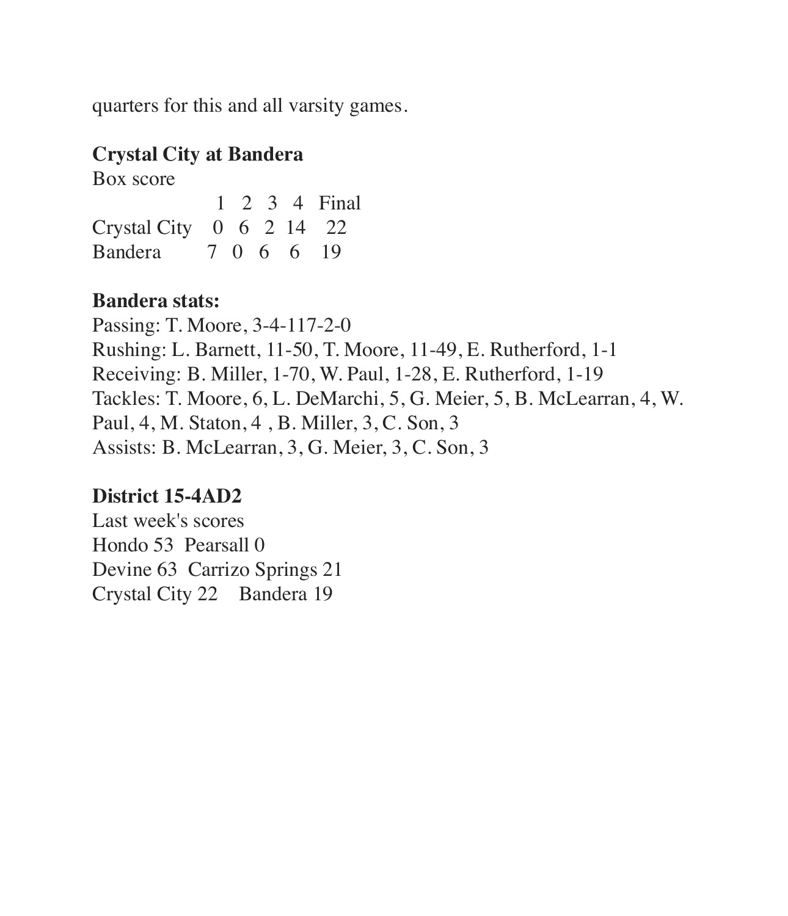quarters for this and all varsity games.

**Crystal City at Bandera**

Box score

| | 1 | 2 | 3 | 4 | Final |
|---|---|---|---|---|---|
| Crystal City | 0 | 6 | 2 | 14 | 22 |
| Bandera | 7 | 0 | 6 | 6 | 19 |

**Bandera stats:**

Passing: T. Moore, 3-4-117-2-0
Rushing: L. Barnett, 11-50, T. Moore, 11-49, E. Rutherford, 1-1
Receiving: B. Miller, 1-70, W. Paul, 1-28, E. Rutherford, 1-19
Tackles: T. Moore, 6, L. DeMarchi, 5, G. Meier, 5, B. McLearran, 4, W. Paul, 4, M. Staton, 4 , B. Miller, 3, C. Son, 3
Assists: B. McLearran, 3, G. Meier, 3, C. Son, 3

**District 15-4AD2**

Last week's scores
Hondo 53 Pearsall 0
Devine 63 Carrizo Springs 21
Crystal City 22 Bandera 19